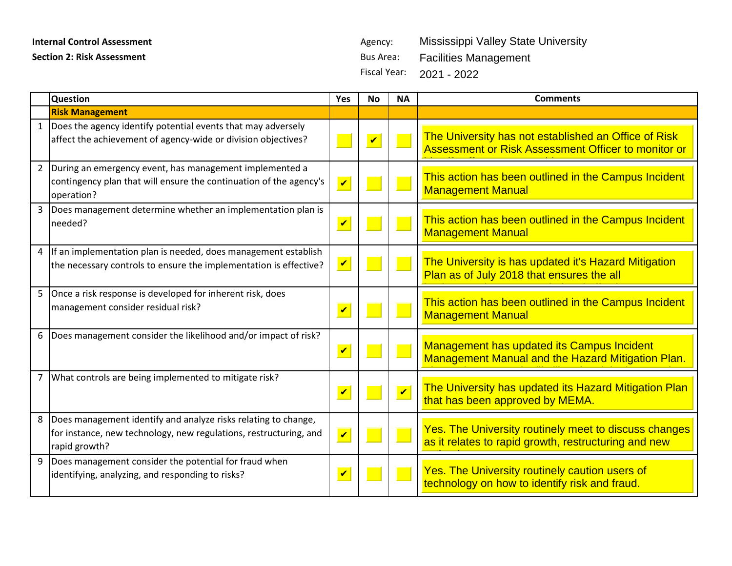**Internal Control Assessment**

**Section 2: Risk Assessment**

Agency: Mississippi Valley State University

Bus Area: Facilities Management

Fiscal Year: 2021 - 2022

| | Question | Yes | No | NA | Comments |
|---|---|---|---|---|---|
| | **Risk Management** | | | | |
| 1 | Does the agency identify potential events that may adversely affect the achievement of agency-wide or division objectives? | | ✔ | | The University has not established an Office of Risk Assessment or Risk Assessment Officer to monitor or |
| 2 | During an emergency event, has management implemented a contingency plan that will ensure the continuation of the agency's operation? | ✔ | | | This action has been outlined in the Campus Incident Management Manual |
| 3 | Does management determine whether an implementation plan is needed? | ✔ | | | This action has been outlined in the Campus Incident Management Manual |
| 4 | If an implementation plan is needed, does management establish the necessary controls to ensure the implementation is effective? | ✔ | | | The University is has updated it's Hazard Mitigation Plan as of July 2018 that ensures the all |
| 5 | Once a risk response is developed for inherent risk, does management consider residual risk? | ✔ | | | This action has been outlined in the Campus Incident Management Manual |
| 6 | Does management consider the likelihood and/or impact of risk? | ✔ | | | Management has updated its Campus Incident Management Manual and the Hazard Mitigation Plan. |
| 7 | What controls are being implemented to mitigate risk? | ✔ | | ✔ | The University has updated its Hazard Mitigation Plan that has been approved by MEMA. |
| 8 | Does management identify and analyze risks relating to change, for instance, new technology, new regulations, restructuring, and rapid growth? | ✔ | | | Yes. The University routinely meet to discuss changes as it relates to rapid growth, restructuring and new |
| 9 | Does management consider the potential for fraud when identifying, analyzing, and responding to risks? | ✔ | | | Yes. The University routinely caution users of technology on how to identify risk and fraud. |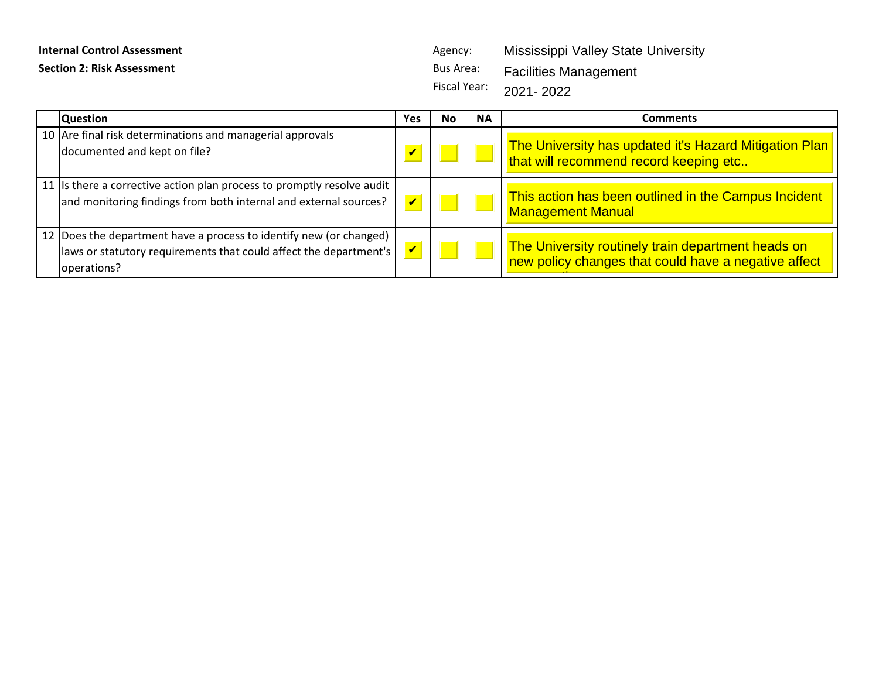**Internal Control Assessment**

**Section 2: Risk Assessment**

Agency: Mississippi Valley State University

Bus Area: Facilities Management

Fiscal Year: 2021- 2022

| | Question | Yes | No | NA | Comments |
|---|---|---|---|---|---|
| 10 | Are final risk determinations and managerial approvals documented and kept on file? | ✔ | | | The University has updated it's Hazard Mitigation Plan that will recommend record keeping etc.. |
| 11 | Is there a corrective action plan process to promptly resolve audit and monitoring findings from both internal and external sources? | ✔ | | | This action has been outlined in the Campus Incident Management Manual |
| 12 | Does the department have a process to identify new (or changed) laws or statutory requirements that could affect the department's operations? | ✔ | | | The University routinely train department heads on new policy changes that could have a negative affect |